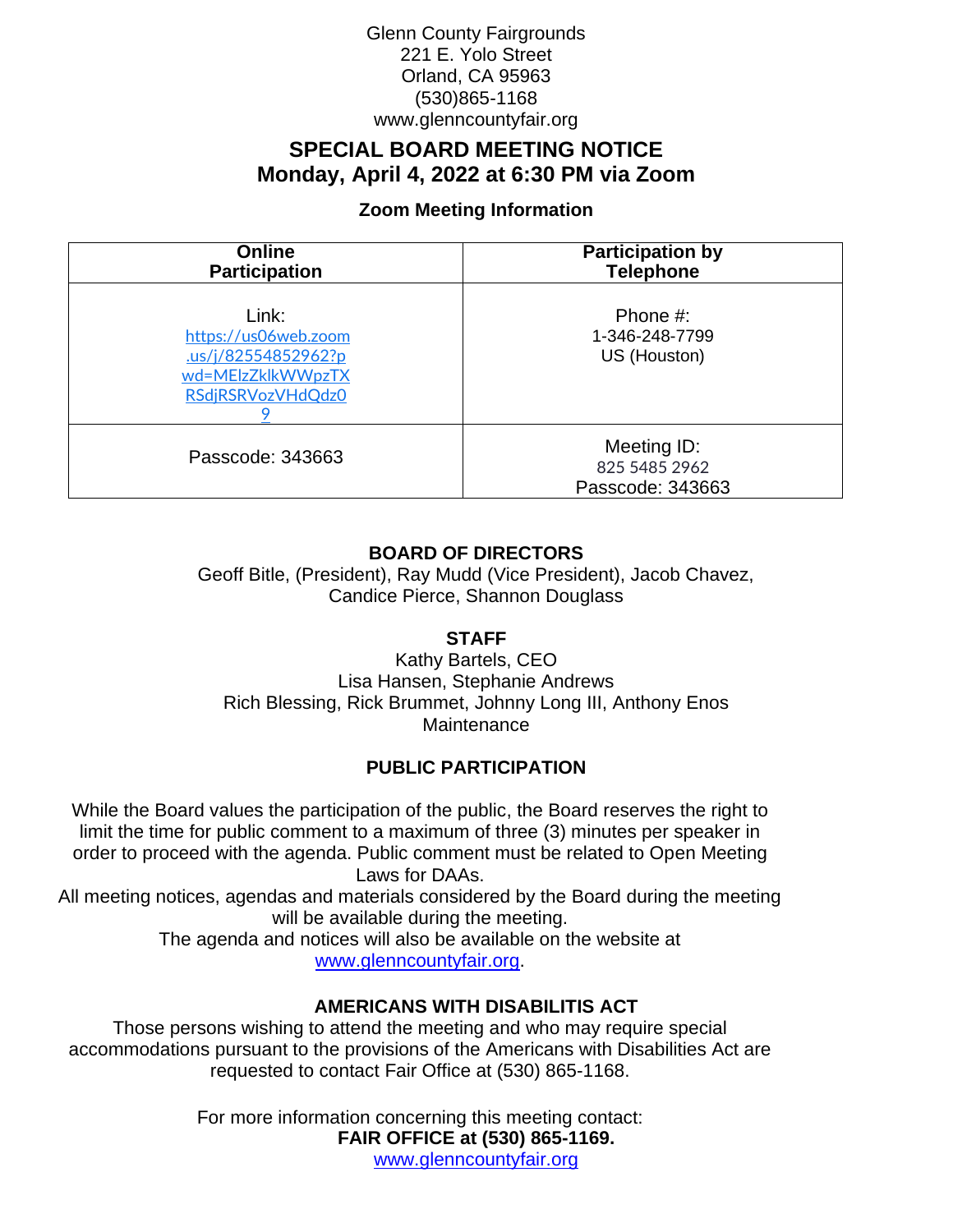Glenn County Fairgrounds
221 E. Yolo Street
Orland, CA 95963
(530)865-1168
www.glenncountyfair.org

# SPECIAL BOARD MEETING NOTICE
# Monday, April 4, 2022 at 6:30 PM via Zoom

### Zoom Meeting Information

| Online Participation | Participation by Telephone |
|---|---|
| Link: https://us06web.zoom.us/j/82554852962?pwd=MElzZklkWWpzTXRSdjRSRVozVHdQdz09 | Phone #: 1-346-248-7799 US (Houston) |
| Passcode: 343663 | Meeting ID: 825 5485 2962 Passcode: 343663 |

### BOARD OF DIRECTORS

Geoff Bitle, (President), Ray Mudd (Vice President), Jacob Chavez, Candice Pierce, Shannon Douglass

### STAFF

Kathy Bartels, CEO
Lisa Hansen, Stephanie Andrews
Rich Blessing, Rick Brummet, Johnny Long III, Anthony Enos
Maintenance

### PUBLIC PARTICIPATION

While the Board values the participation of the public, the Board reserves the right to limit the time for public comment to a maximum of three (3) minutes per speaker in order to proceed with the agenda. Public comment must be related to Open Meeting Laws for DAAs.
All meeting notices, agendas and materials considered by the Board during the meeting will be available during the meeting.
The agenda and notices will also be available on the website at www.glenncountyfair.org.

### AMERICANS WITH DISABILITIS ACT

Those persons wishing to attend the meeting and who may require special accommodations pursuant to the provisions of the Americans with Disabilities Act are requested to contact Fair Office at (530) 865-1168.

For more information concerning this meeting contact:
**FAIR OFFICE at (530) 865-1169.**
www.glenncountyfair.org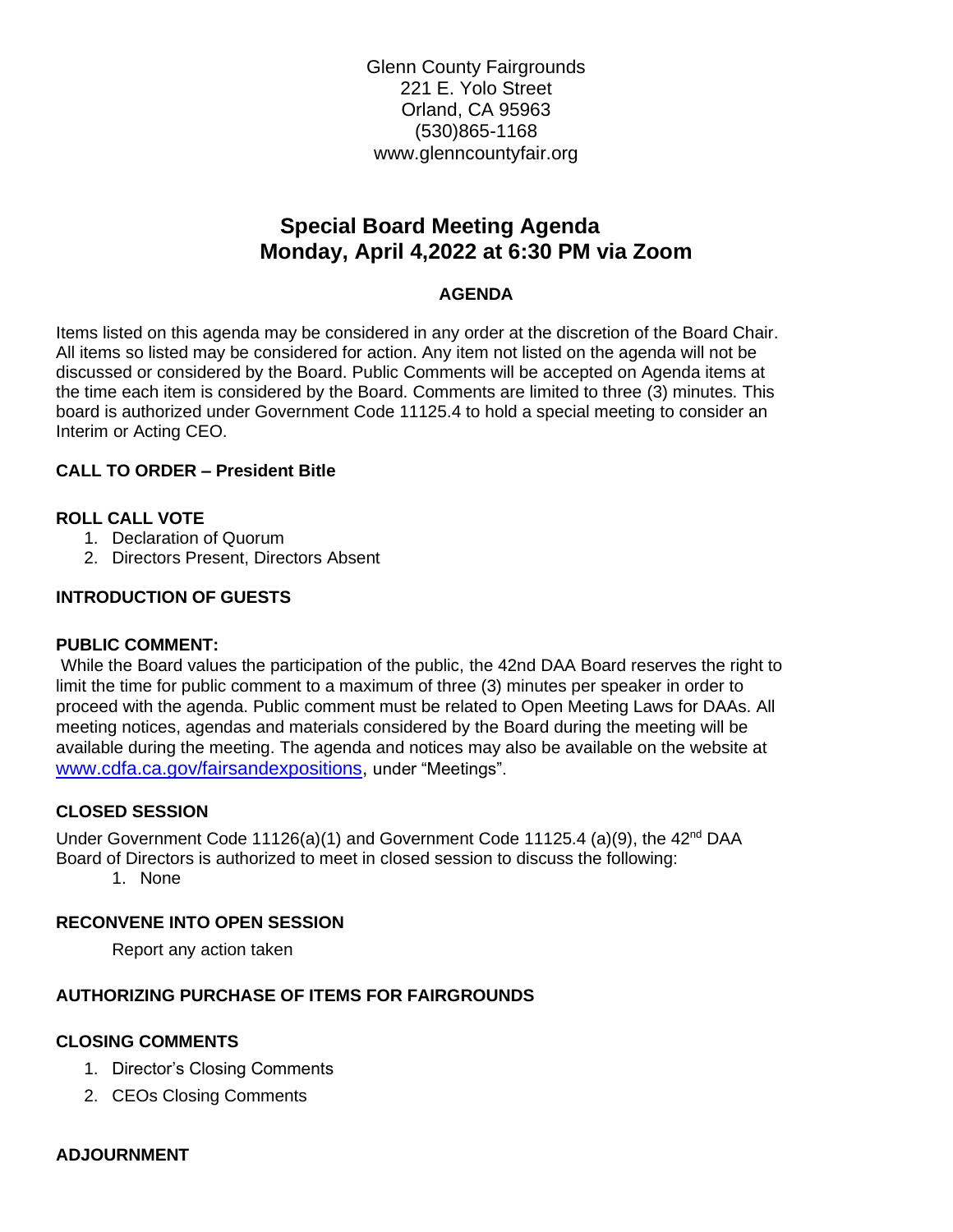Glenn County Fairgrounds
221 E. Yolo Street
Orland, CA 95963
(530)865-1168
www.glenncountyfair.org

# Special Board Meeting Agenda
# Monday, April 4,2022 at 6:30 PM via Zoom

## AGENDA

Items listed on this agenda may be considered in any order at the discretion of the Board Chair. All items so listed may be considered for action. Any item not listed on the agenda will not be discussed or considered by the Board. Public Comments will be accepted on Agenda items at the time each item is considered by the Board. Comments are limited to three (3) minutes. This board is authorized under Government Code 11125.4 to hold a special meeting to consider an Interim or Acting CEO.

### CALL TO ORDER – President Bitle

### ROLL CALL VOTE

1. Declaration of Quorum
2. Directors Present, Directors Absent

### INTRODUCTION OF GUESTS

### PUBLIC COMMENT:

While the Board values the participation of the public, the 42nd DAA Board reserves the right to limit the time for public comment to a maximum of three (3) minutes per speaker in order to proceed with the agenda. Public comment must be related to Open Meeting Laws for DAAs. All meeting notices, agendas and materials considered by the Board during the meeting will be available during the meeting. The agenda and notices may also be available on the website at www.cdfa.ca.gov/fairsandexpositions, under "Meetings".

### CLOSED SESSION

Under Government Code 11126(a)(1) and Government Code 11125.4 (a)(9), the 42nd DAA Board of Directors is authorized to meet in closed session to discuss the following:

1. None

### RECONVENE INTO OPEN SESSION

Report any action taken

### AUTHORIZING PURCHASE OF ITEMS FOR FAIRGROUNDS

### CLOSING COMMENTS

1. Director's Closing Comments
2. CEOs Closing Comments

### ADJOURNMENT